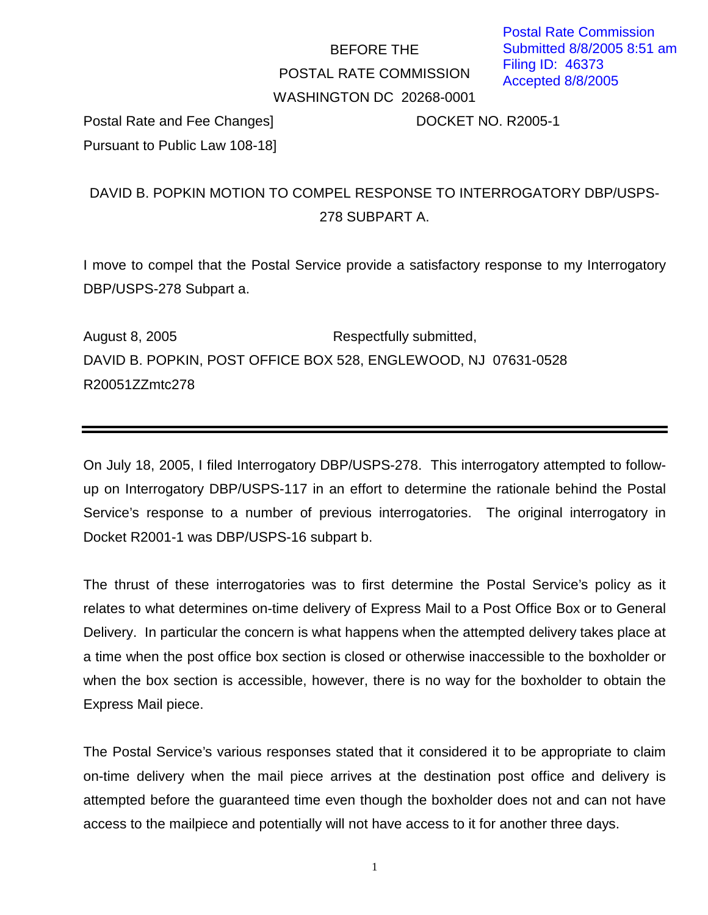Postal Rate Commission
Submitted 8/8/2005 8:51 am
Filing ID: 46373
Accepted 8/8/2005

BEFORE THE
POSTAL RATE COMMISSION
WASHINGTON DC 20268-0001

Postal Rate and Fee Changes]
Pursuant to Public Law 108-18]

DOCKET NO. R2005-1

DAVID B. POPKIN MOTION TO COMPEL RESPONSE TO INTERROGATORY DBP/USPS-278 SUBPART A.

I move to compel that the Postal Service provide a satisfactory response to my Interrogatory DBP/USPS-278 Subpart a.

August 8, 2005 Respectfully submitted,
DAVID B. POPKIN, POST OFFICE BOX 528, ENGLEWOOD, NJ 07631-0528
R20051ZZmtc278

---

On July 18, 2005, I filed Interrogatory DBP/USPS-278. This interrogatory attempted to follow-up on Interrogatory DBP/USPS-117 in an effort to determine the rationale behind the Postal Service's response to a number of previous interrogatories. The original interrogatory in Docket R2001-1 was DBP/USPS-16 subpart b.

The thrust of these interrogatories was to first determine the Postal Service's policy as it relates to what determines on-time delivery of Express Mail to a Post Office Box or to General Delivery. In particular the concern is what happens when the attempted delivery takes place at a time when the post office box section is closed or otherwise inaccessible to the boxholder or when the box section is accessible, however, there is no way for the boxholder to obtain the Express Mail piece.

The Postal Service's various responses stated that it considered it to be appropriate to claim on-time delivery when the mail piece arrives at the destination post office and delivery is attempted before the guaranteed time even though the boxholder does not and can not have access to the mailpiece and potentially will not have access to it for another three days.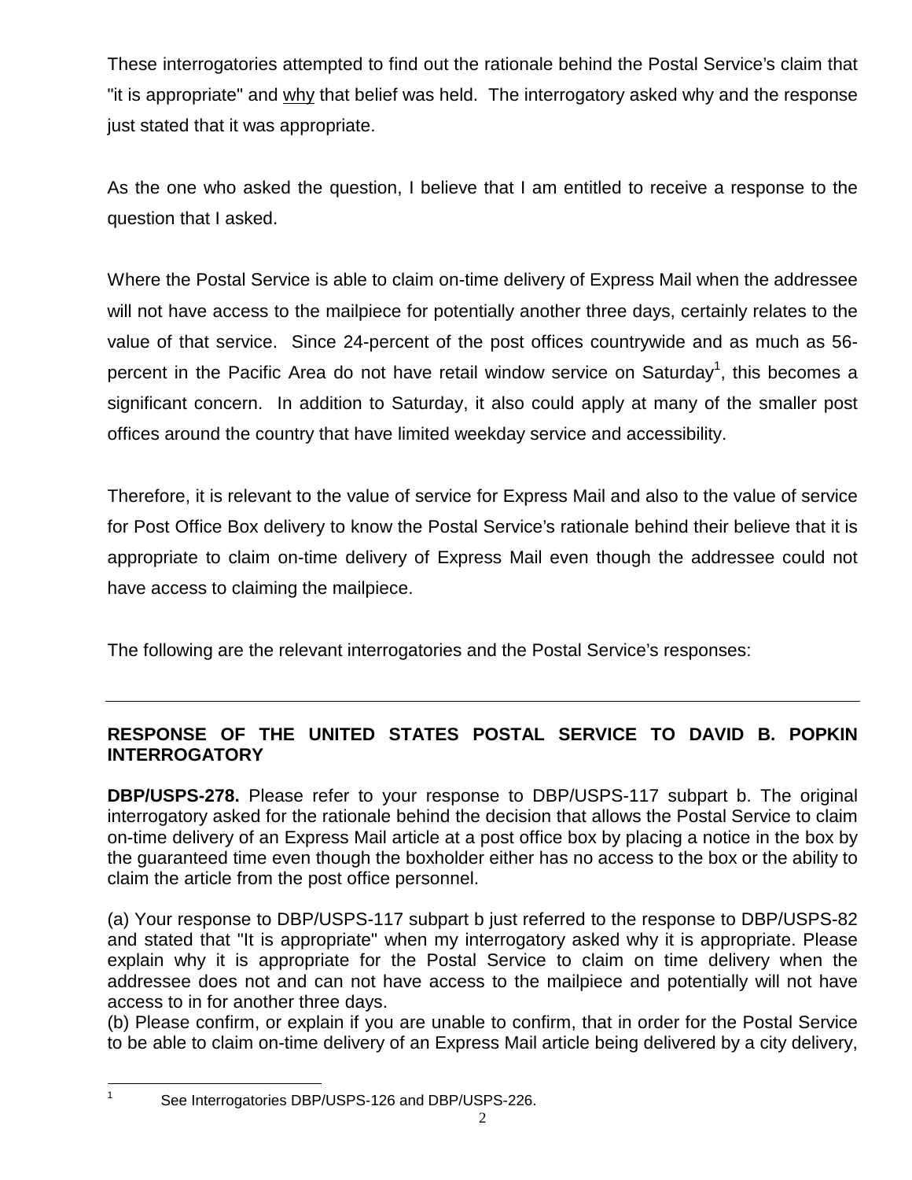These interrogatories attempted to find out the rationale behind the Postal Service's claim that "it is appropriate" and <u>why</u> that belief was held. The interrogatory asked why and the response just stated that it was appropriate.

As the one who asked the question, I believe that I am entitled to receive a response to the question that I asked.

Where the Postal Service is able to claim on-time delivery of Express Mail when the addressee will not have access to the mailpiece for potentially another three days, certainly relates to the value of that service. Since 24-percent of the post offices countrywide and as much as 56-percent in the Pacific Area do not have retail window service on Saturday[1], this becomes a significant concern. In addition to Saturday, it also could apply at many of the smaller post offices around the country that have limited weekday service and accessibility.

Therefore, it is relevant to the value of service for Express Mail and also to the value of service for Post Office Box delivery to know the Postal Service's rationale behind their believe that it is appropriate to claim on-time delivery of Express Mail even though the addressee could not have access to claiming the mailpiece.

The following are the relevant interrogatories and the Postal Service's responses:

---

**RESPONSE OF THE UNITED STATES POSTAL SERVICE TO DAVID B. POPKIN INTERROGATORY**

**DBP/USPS-278.** Please refer to your response to DBP/USPS-117 subpart b. The original interrogatory asked for the rationale behind the decision that allows the Postal Service to claim on-time delivery of an Express Mail article at a post office box by placing a notice in the box by the guaranteed time even though the boxholder either has no access to the box or the ability to claim the article from the post office personnel.

(a) Your response to DBP/USPS-117 subpart b just referred to the response to DBP/USPS-82 and stated that "It is appropriate" when my interrogatory asked why it is appropriate. Please explain why it is appropriate for the Postal Service to claim on time delivery when the addressee does not and can not have access to the mailpiece and potentially will not have access to in for another three days.
(b) Please confirm, or explain if you are unable to confirm, that in order for the Postal Service to be able to claim on-time delivery of an Express Mail article being delivered by a city delivery,

---

[1] See Interrogatories DBP/USPS-126 and DBP/USPS-226.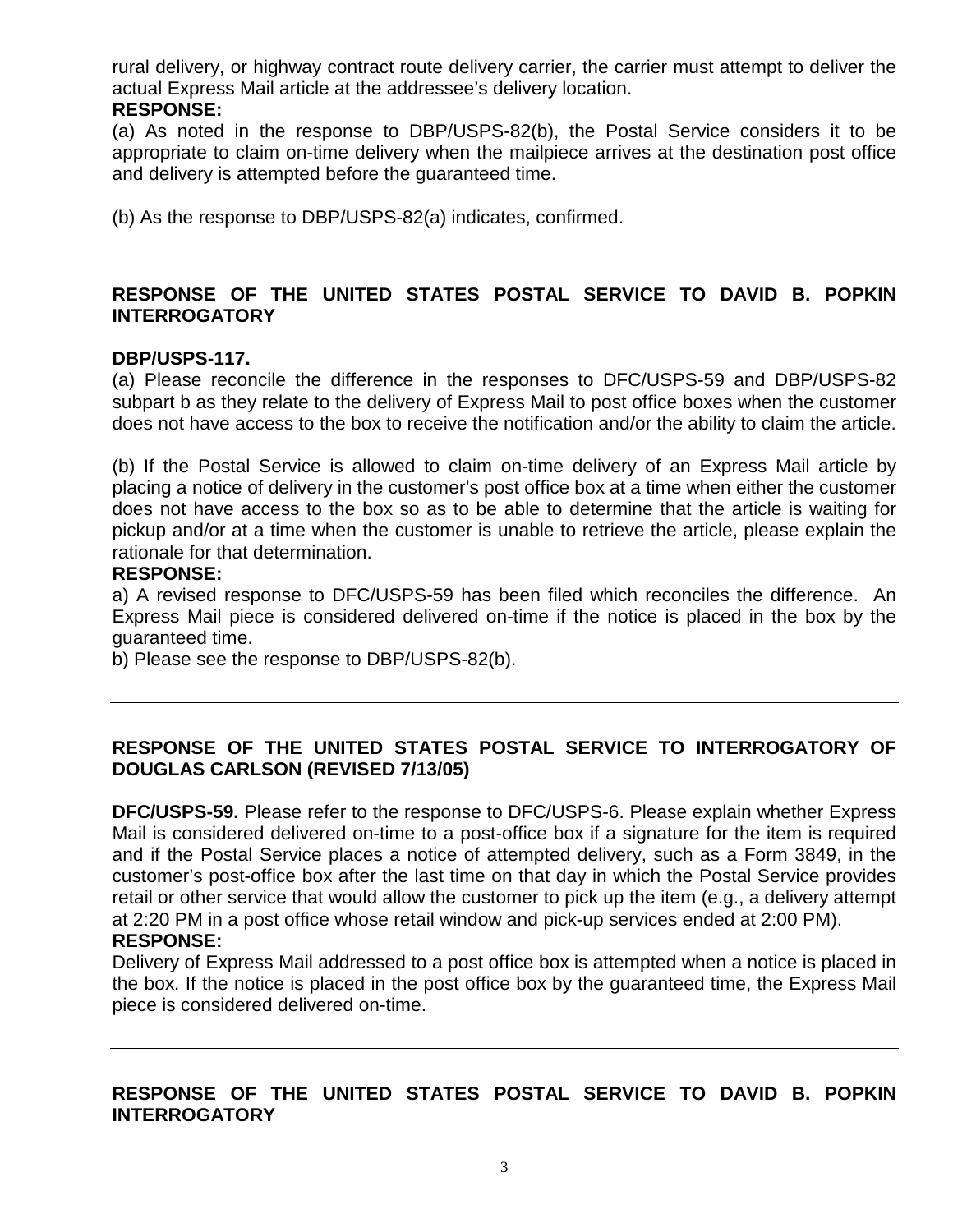rural delivery, or highway contract route delivery carrier, the carrier must attempt to deliver the actual Express Mail article at the addressee's delivery location.

**RESPONSE:**

(a) As noted in the response to DBP/USPS-82(b), the Postal Service considers it to be appropriate to claim on-time delivery when the mailpiece arrives at the destination post office and delivery is attempted before the guaranteed time.

(b) As the response to DBP/USPS-82(a) indicates, confirmed.

---

**RESPONSE OF THE UNITED STATES POSTAL SERVICE TO DAVID B. POPKIN INTERROGATORY**

**DBP/USPS-117.**

(a) Please reconcile the difference in the responses to DFC/USPS-59 and DBP/USPS-82 subpart b as they relate to the delivery of Express Mail to post office boxes when the customer does not have access to the box to receive the notification and/or the ability to claim the article.

(b) If the Postal Service is allowed to claim on-time delivery of an Express Mail article by placing a notice of delivery in the customer's post office box at a time when either the customer does not have access to the box so as to be able to determine that the article is waiting for pickup and/or at a time when the customer is unable to retrieve the article, please explain the rationale for that determination.

**RESPONSE:**

a) A revised response to DFC/USPS-59 has been filed which reconciles the difference. An Express Mail piece is considered delivered on-time if the notice is placed in the box by the guaranteed time.

b) Please see the response to DBP/USPS-82(b).

---

**RESPONSE OF THE UNITED STATES POSTAL SERVICE TO INTERROGATORY OF DOUGLAS CARLSON (REVISED 7/13/05)**

**DFC/USPS-59.** Please refer to the response to DFC/USPS-6. Please explain whether Express Mail is considered delivered on-time to a post-office box if a signature for the item is required and if the Postal Service places a notice of attempted delivery, such as a Form 3849, in the customer's post-office box after the last time on that day in which the Postal Service provides retail or other service that would allow the customer to pick up the item (e.g., a delivery attempt at 2:20 PM in a post office whose retail window and pick-up services ended at 2:00 PM).

**RESPONSE:**

Delivery of Express Mail addressed to a post office box is attempted when a notice is placed in the box. If the notice is placed in the post office box by the guaranteed time, the Express Mail piece is considered delivered on-time.

---

**RESPONSE OF THE UNITED STATES POSTAL SERVICE TO DAVID B. POPKIN INTERROGATORY**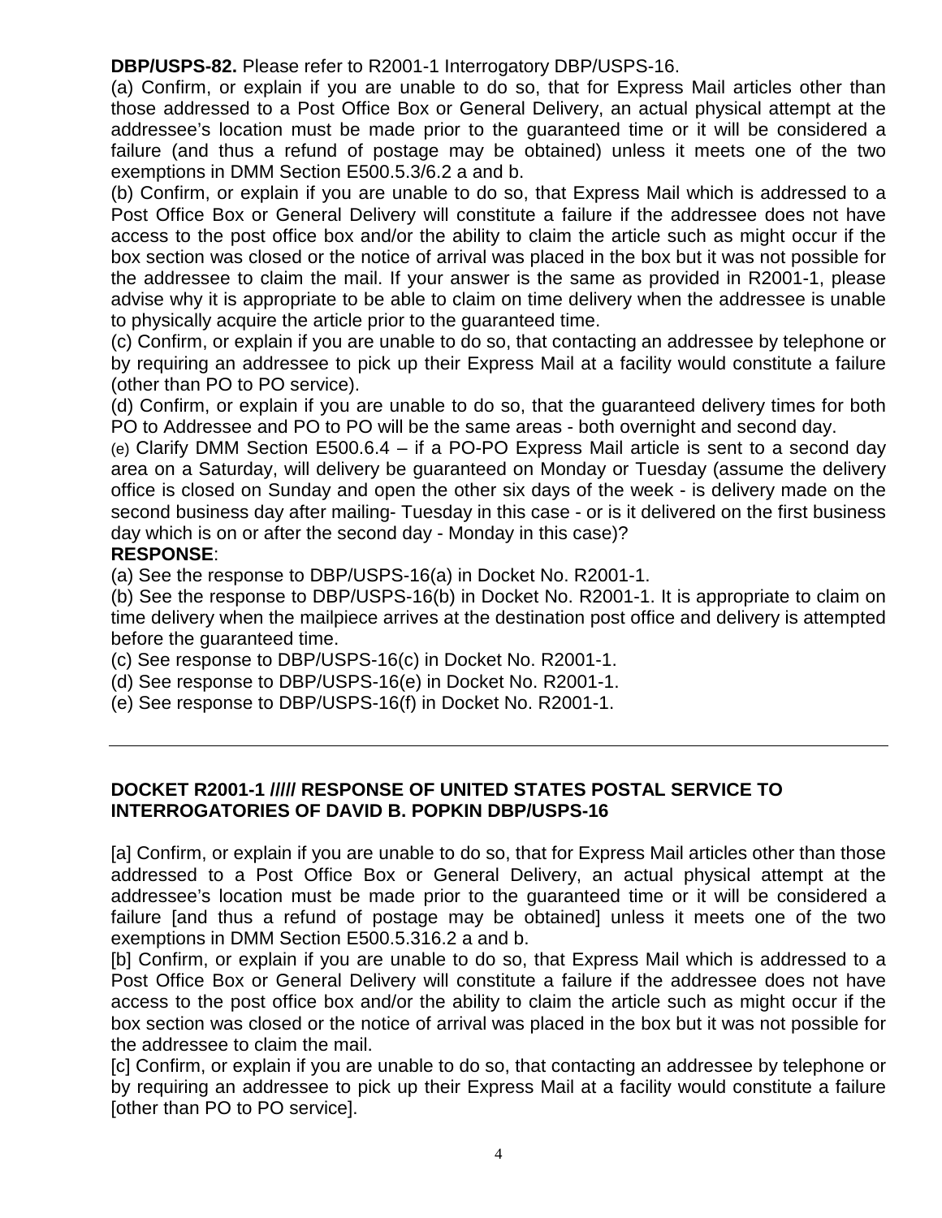**DBP/USPS-82.** Please refer to R2001-1 Interrogatory DBP/USPS-16.

(a) Confirm, or explain if you are unable to do so, that for Express Mail articles other than those addressed to a Post Office Box or General Delivery, an actual physical attempt at the addressee's location must be made prior to the guaranteed time or it will be considered a failure (and thus a refund of postage may be obtained) unless it meets one of the two exemptions in DMM Section E500.5.3/6.2 a and b.

(b) Confirm, or explain if you are unable to do so, that Express Mail which is addressed to a Post Office Box or General Delivery will constitute a failure if the addressee does not have access to the post office box and/or the ability to claim the article such as might occur if the box section was closed or the notice of arrival was placed in the box but it was not possible for the addressee to claim the mail. If your answer is the same as provided in R2001-1, please advise why it is appropriate to be able to claim on time delivery when the addressee is unable to physically acquire the article prior to the guaranteed time.

(c) Confirm, or explain if you are unable to do so, that contacting an addressee by telephone or by requiring an addressee to pick up their Express Mail at a facility would constitute a failure (other than PO to PO service).

(d) Confirm, or explain if you are unable to do so, that the guaranteed delivery times for both PO to Addressee and PO to PO will be the same areas - both overnight and second day.

(e) Clarify DMM Section E500.6.4 – if a PO-PO Express Mail article is sent to a second day area on a Saturday, will delivery be guaranteed on Monday or Tuesday (assume the delivery office is closed on Sunday and open the other six days of the week - is delivery made on the second business day after mailing- Tuesday in this case - or is it delivered on the first business day which is on or after the second day - Monday in this case)?

**RESPONSE**:

(a) See the response to DBP/USPS-16(a) in Docket No. R2001-1.

(b) See the response to DBP/USPS-16(b) in Docket No. R2001-1. It is appropriate to claim on time delivery when the mailpiece arrives at the destination post office and delivery is attempted before the guaranteed time.

(c) See response to DBP/USPS-16(c) in Docket No. R2001-1.

(d) See response to DBP/USPS-16(e) in Docket No. R2001-1.

(e) See response to DBP/USPS-16(f) in Docket No. R2001-1.

---

**DOCKET R2001-1 ///// RESPONSE OF UNITED STATES POSTAL SERVICE TO INTERROGATORIES OF DAVID B. POPKIN DBP/USPS-16**

[a] Confirm, or explain if you are unable to do so, that for Express Mail articles other than those addressed to a Post Office Box or General Delivery, an actual physical attempt at the addressee's location must be made prior to the guaranteed time or it will be considered a failure [and thus a refund of postage may be obtained] unless it meets one of the two exemptions in DMM Section E500.5.316.2 a and b.

[b] Confirm, or explain if you are unable to do so, that Express Mail which is addressed to a Post Office Box or General Delivery will constitute a failure if the addressee does not have access to the post office box and/or the ability to claim the article such as might occur if the box section was closed or the notice of arrival was placed in the box but it was not possible for the addressee to claim the mail.

[c] Confirm, or explain if you are unable to do so, that contacting an addressee by telephone or by requiring an addressee to pick up their Express Mail at a facility would constitute a failure [other than PO to PO service].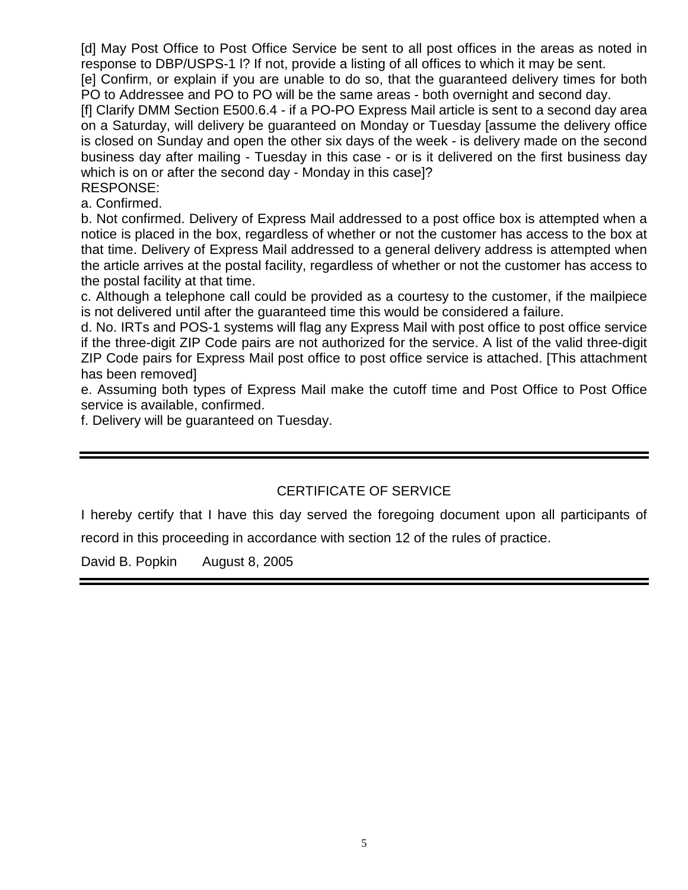[d] May Post Office to Post Office Service be sent to all post offices in the areas as noted in response to DBP/USPS-1 l? If not, provide a listing of all offices to which it may be sent.

[e] Confirm, or explain if you are unable to do so, that the guaranteed delivery times for both PO to Addressee and PO to PO will be the same areas - both overnight and second day.

[f] Clarify DMM Section E500.6.4 - if a PO-PO Express Mail article is sent to a second day area on a Saturday, will delivery be guaranteed on Monday or Tuesday [assume the delivery office is closed on Sunday and open the other six days of the week - is delivery made on the second business day after mailing - Tuesday in this case - or is it delivered on the first business day which is on or after the second day - Monday in this case]?

RESPONSE:

a. Confirmed.

b. Not confirmed. Delivery of Express Mail addressed to a post office box is attempted when a notice is placed in the box, regardless of whether or not the customer has access to the box at that time. Delivery of Express Mail addressed to a general delivery address is attempted when the article arrives at the postal facility, regardless of whether or not the customer has access to the postal facility at that time.

c. Although a telephone call could be provided as a courtesy to the customer, if the mailpiece is not delivered until after the guaranteed time this would be considered a failure.

d. No. IRTs and POS-1 systems will flag any Express Mail with post office to post office service if the three-digit ZIP Code pairs are not authorized for the service. A list of the valid three-digit ZIP Code pairs for Express Mail post office to post office service is attached. [This attachment has been removed]

e. Assuming both types of Express Mail make the cutoff time and Post Office to Post Office service is available, confirmed.

f. Delivery will be guaranteed on Tuesday.

---

CERTIFICATE OF SERVICE

I hereby certify that I have this day served the foregoing document upon all participants of record in this proceeding in accordance with section 12 of the rules of practice.

David B. Popkin    August 8, 2005

---